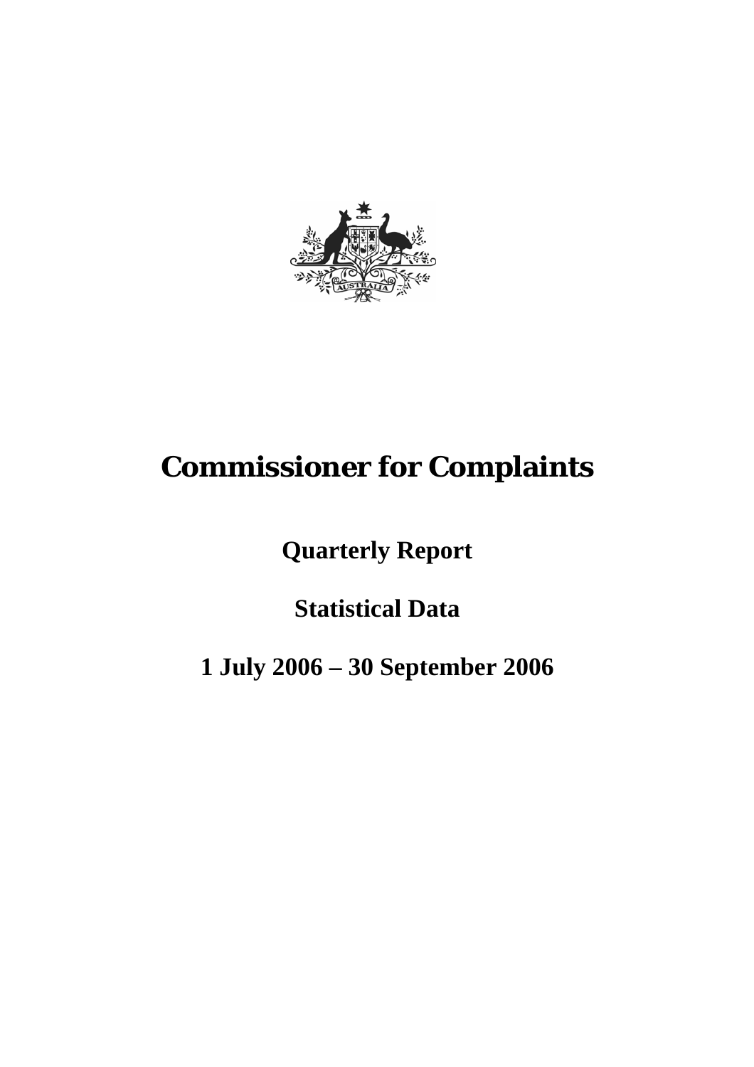# Commissioner for Complaints

## Quarterly Report

## Statistical Data

## 1 July 2006 – 30 September 2006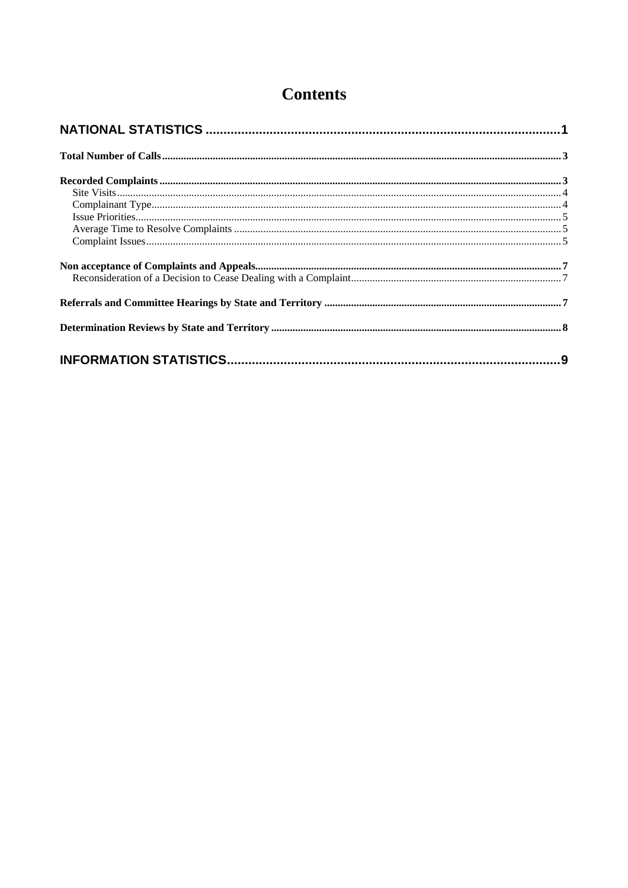# Contents

**NATIONAL STATISTICS ........................................................................................................ 1**

**Total Number of Calls ........................................................................................................ 3**

**Recorded Complaints ........................................................................................................ 3**

- Site Visits ........................................................................................................ 4
- Complainant Type ........................................................................................................ 4
- Issue Priorities ........................................................................................................ 5
- Average Time to Resolve Complaints ........................................................................................................ 5
- Complaint Issues ........................................................................................................ 5

**Non acceptance of Complaints and Appeals ........................................................................................................ 7**

- Reconsideration of a Decision to Cease Dealing with a Complaint ........................................................................................................ 7

**Referrals and Committee Hearings by State and Territory ........................................................................................................ 7**

**Determination Reviews by State and Territory ........................................................................................................ 8**

**INFORMATION STATISTICS ........................................................................................................ 9**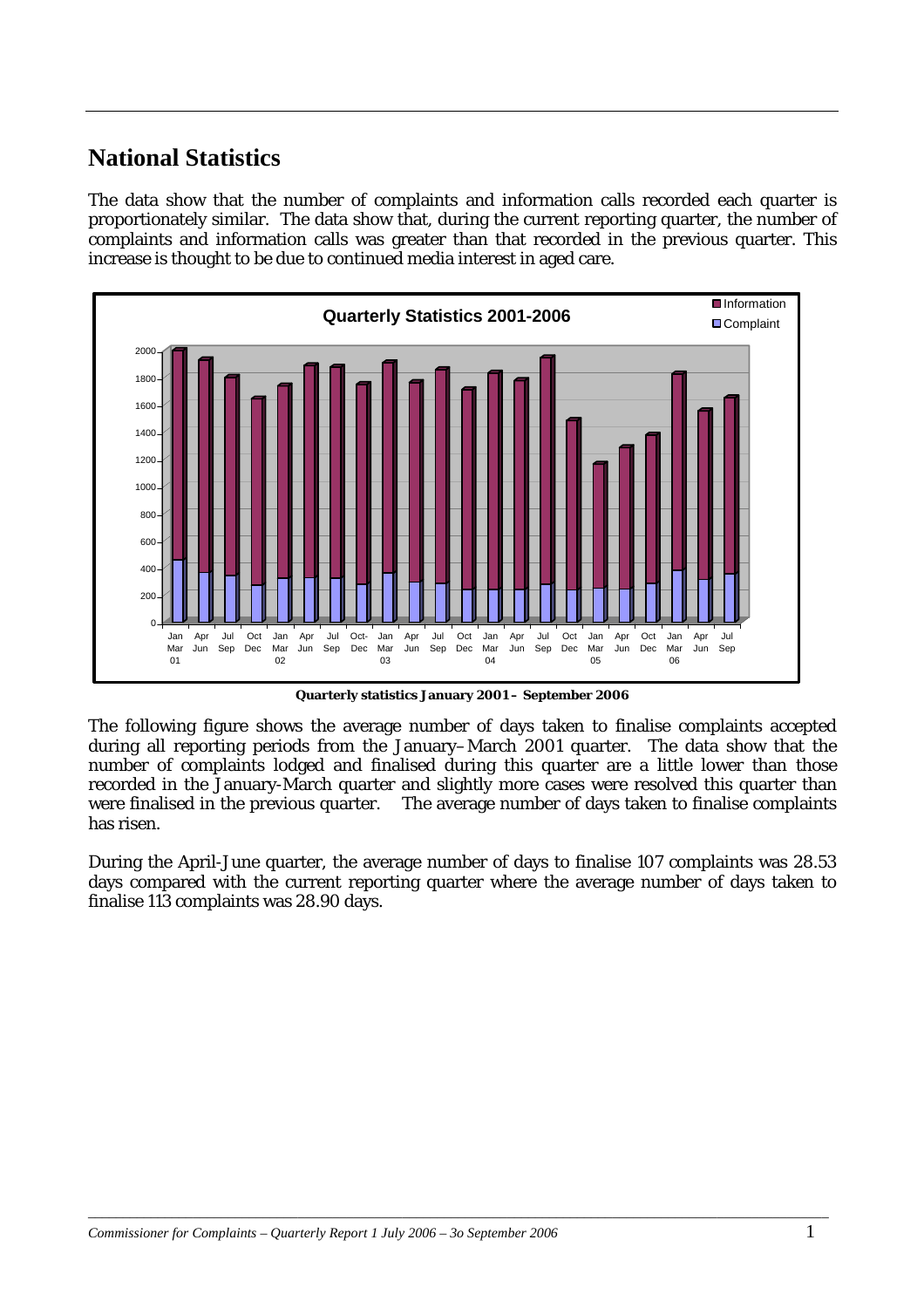## National Statistics

The data show that the number of complaints and information calls recorded each quarter is proportionately similar. The data show that, during the current reporting quarter, the number of complaints and information calls was greater than that recorded in the previous quarter. This increase is thought to be due to continued media interest in aged care.

**Quarterly statistics January 2001 – September 2006**

The following figure shows the average number of days taken to finalise complaints accepted during all reporting periods from the January–March 2001 quarter. The data show that the number of complaints lodged and finalised during this quarter are a little lower than those recorded in the January-March quarter and slightly more cases were resolved this quarter than were finalised in the previous quarter. The average number of days taken to finalise complaints has risen.

During the April-June quarter, the average number of days to finalise 107 complaints was 28.53 days compared with the current reporting quarter where the average number of days taken to finalise 113 complaints was 28.90 days.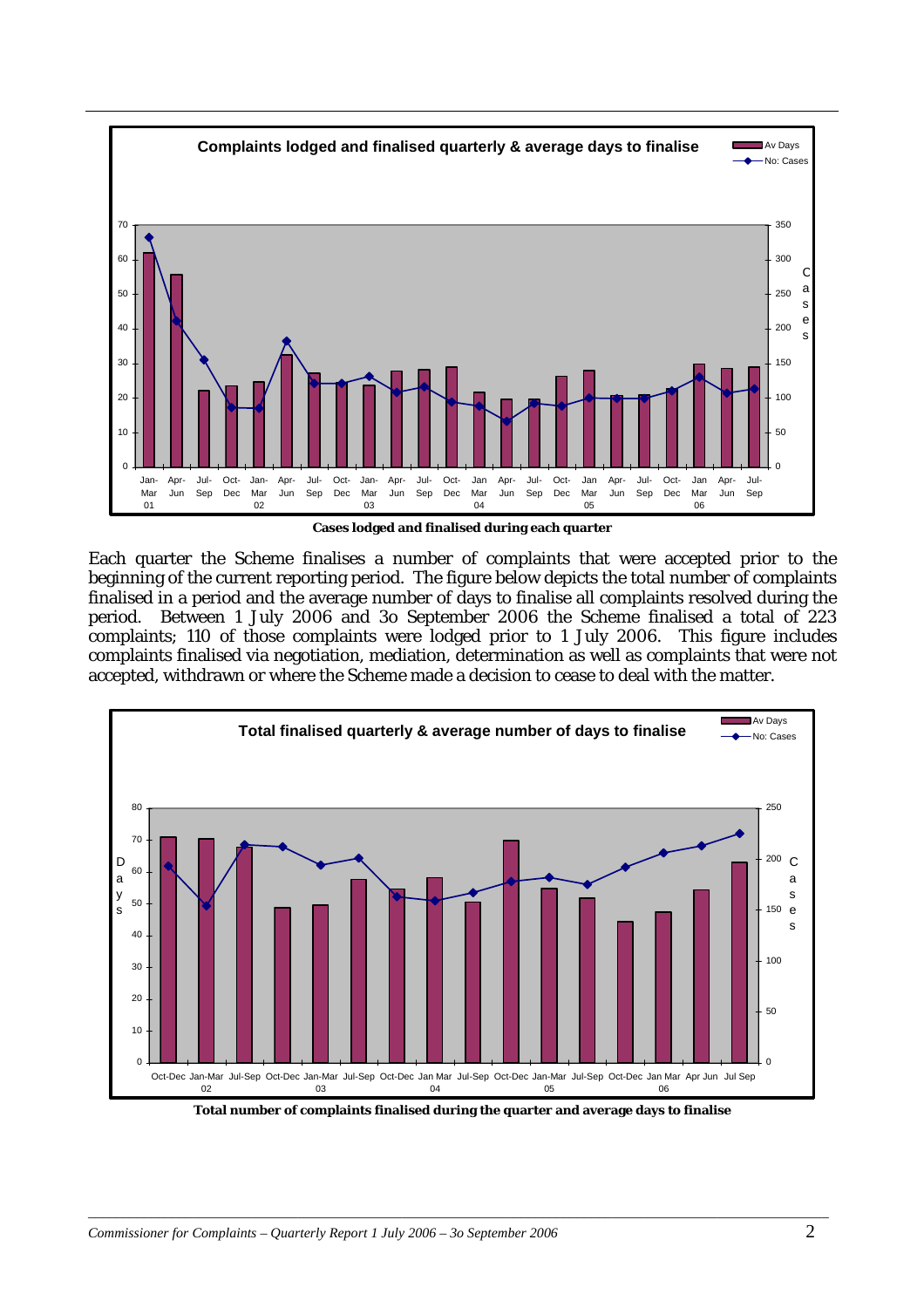Cases lodged and finalised during each quarter

Each quarter the Scheme finalises a number of complaints that were accepted prior to the beginning of the current reporting period. The figure below depicts the total number of complaints finalised in a period and the average number of days to finalise all complaints resolved during the period. Between 1 July 2006 and 3o September 2006 the Scheme finalised a total of 223 complaints; 110 of those complaints were lodged prior to 1 July 2006. This figure includes complaints finalised via negotiation, mediation, determination as well as complaints that were not accepted, withdrawn or where the Scheme made a decision to cease to deal with the matter.

Total number of complaints finalised during the quarter and average days to finalise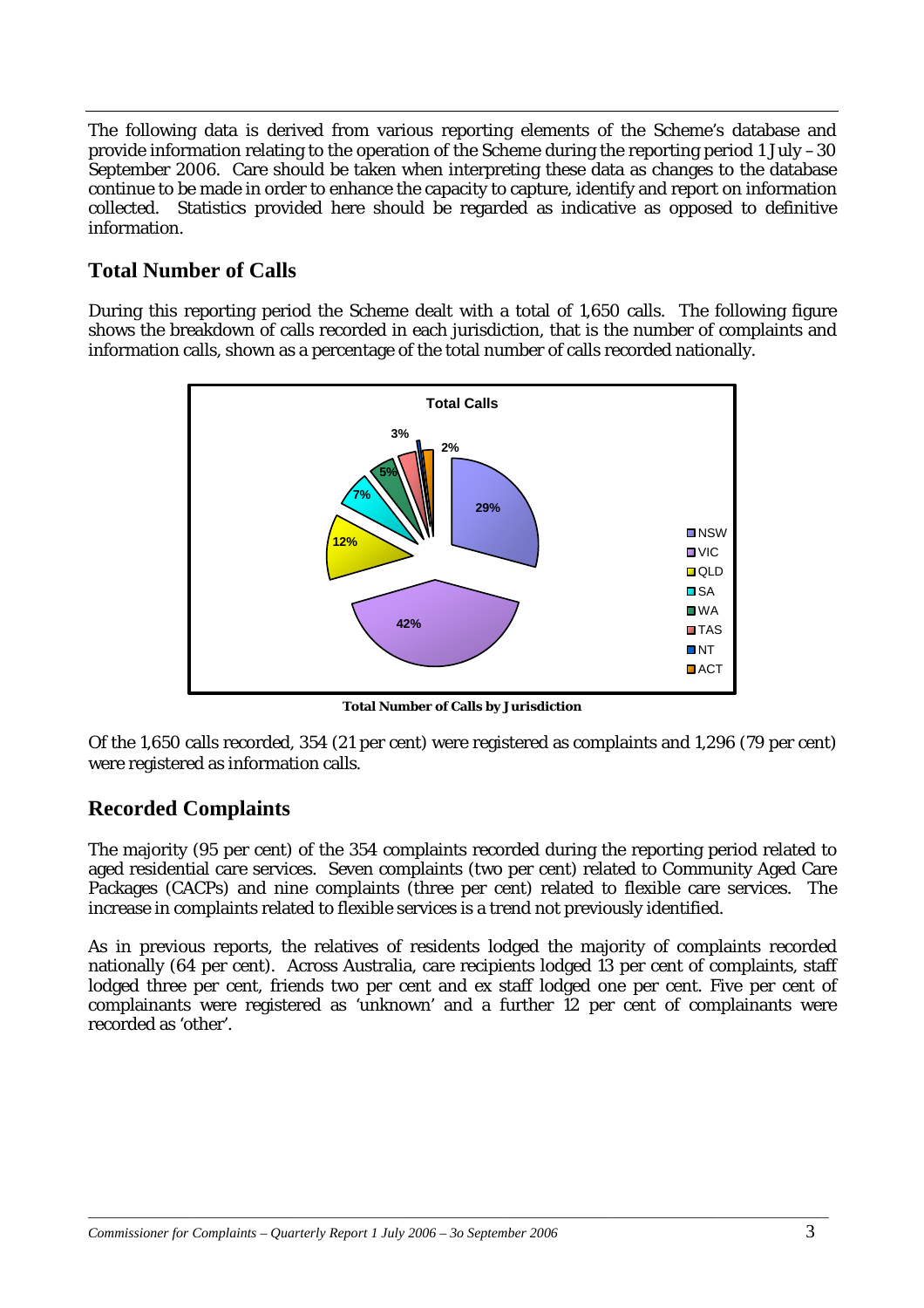The following data is derived from various reporting elements of the Scheme's database and provide information relating to the operation of the Scheme during the reporting period 1 July – 30 September 2006. Care should be taken when interpreting these data as changes to the database continue to be made in order to enhance the capacity to capture, identify and report on information collected. Statistics provided here should be regarded as indicative as opposed to definitive information.

## Total Number of Calls

During this reporting period the Scheme dealt with a total of 1,650 calls. The following figure shows the breakdown of calls recorded in each jurisdiction, that is the number of complaints and information calls, shown as a percentage of the total number of calls recorded nationally.

**Total Number of Calls by Jurisdiction**

Of the 1,650 calls recorded, 354 (21 per cent) were registered as complaints and 1,296 (79 per cent) were registered as information calls.

## Recorded Complaints

The majority (95 per cent) of the 354 complaints recorded during the reporting period related to aged residential care services. Seven complaints (two per cent) related to Community Aged Care Packages (CACPs) and nine complaints (three per cent) related to flexible care services. The increase in complaints related to flexible services is a trend not previously identified.

As in previous reports, the relatives of residents lodged the majority of complaints recorded nationally (64 per cent). Across Australia, care recipients lodged 13 per cent of complaints, staff lodged three per cent, friends two per cent and ex staff lodged one per cent. Five per cent of complainants were registered as 'unknown' and a further 12 per cent of complainants were recorded as 'other'.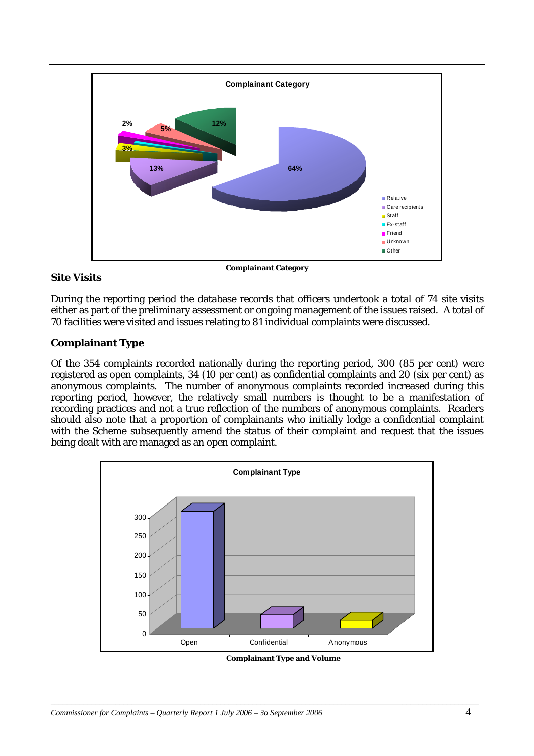Complainant Category

## Site Visits

During the reporting period the database records that officers undertook a total of 74 site visits either as part of the preliminary assessment or ongoing management of the issues raised. A total of 70 facilities were visited and issues relating to 81 individual complaints were discussed.

## Complainant Type

Of the 354 complaints recorded nationally during the reporting period, 300 (85 per cent) were registered as open complaints, 34 (10 per cent) as confidential complaints and 20 (six per cent) as anonymous complaints. The number of anonymous complaints recorded increased during this reporting period, however, the relatively small numbers is thought to be a manifestation of recording practices and not a true reflection of the numbers of anonymous complaints. Readers should also note that a proportion of complainants who initially lodge a confidential complaint with the Scheme subsequently amend the status of their complaint and request that the issues being dealt with are managed as an open complaint.

Complainant Type and Volume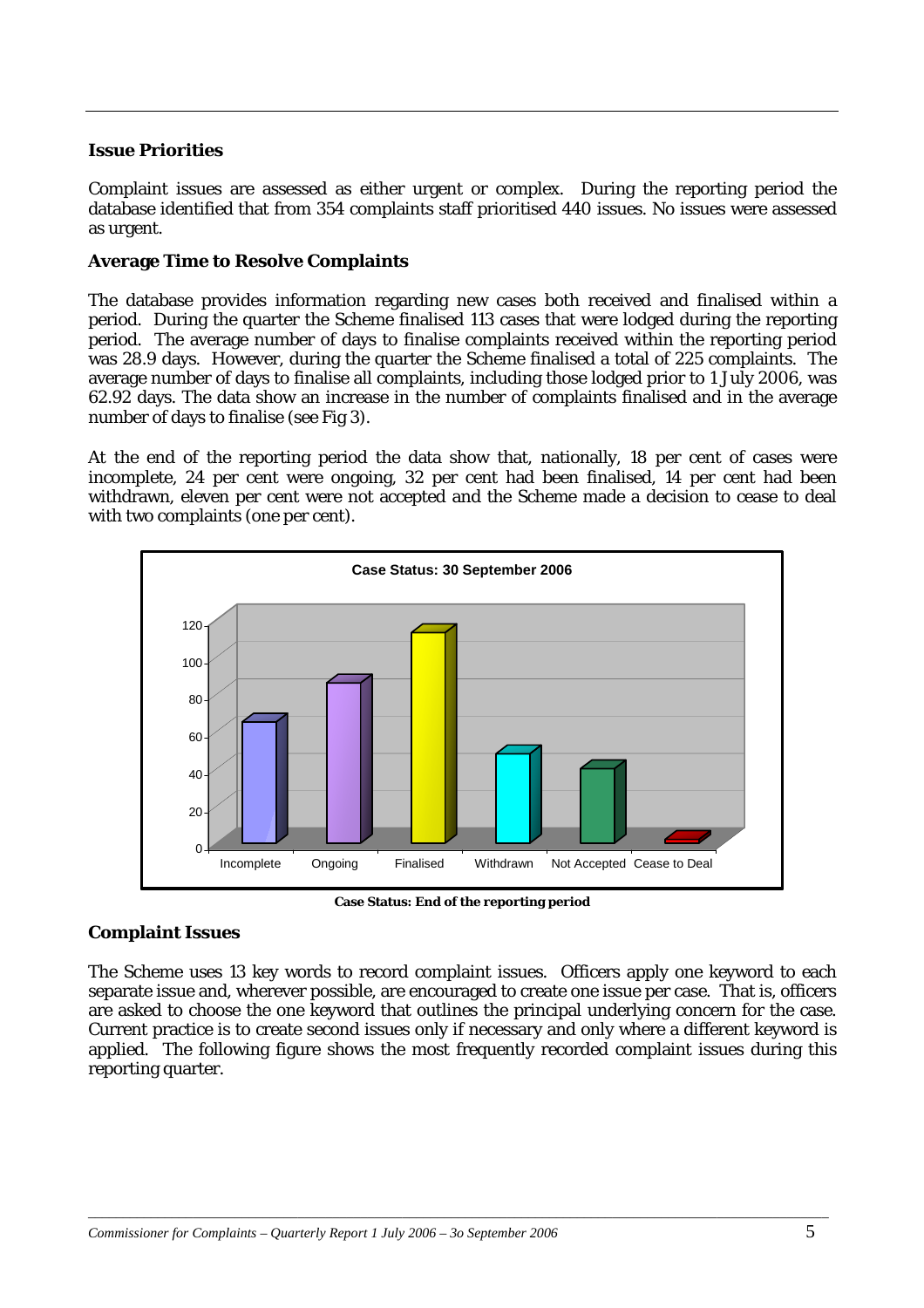### Issue Priorities

Complaint issues are assessed as either urgent or complex. During the reporting period the database identified that from 354 complaints staff prioritised 440 issues. No issues were assessed as urgent.

### Average Time to Resolve Complaints

The database provides information regarding new cases both received and finalised within a period. During the quarter the Scheme finalised 113 cases that were lodged during the reporting period. The average number of days to finalise complaints received within the reporting period was 28.9 days. However, during the quarter the Scheme finalised a total of 225 complaints. The average number of days to finalise all complaints, including those lodged prior to 1 July 2006, was 62.92 days. The data show an increase in the number of complaints finalised and in the average number of days to finalise (see Fig 3).

At the end of the reporting period the data show that, nationally, 18 per cent of cases were incomplete, 24 per cent were ongoing, 32 per cent had been finalised, 14 per cent had been withdrawn, eleven per cent were not accepted and the Scheme made a decision to cease to deal with two complaints (one per cent).

**Case Status: 30 September 2006**

**Case Status: End of the reporting period**

### Complaint Issues

The Scheme uses 13 key words to record complaint issues. Officers apply one keyword to each separate issue and, wherever possible, are encouraged to create one issue per case. That is, officers are asked to choose the one keyword that outlines the principal underlying concern for the case. Current practice is to create second issues only if necessary and only where a different keyword is applied. The following figure shows the most frequently recorded complaint issues during this reporting quarter.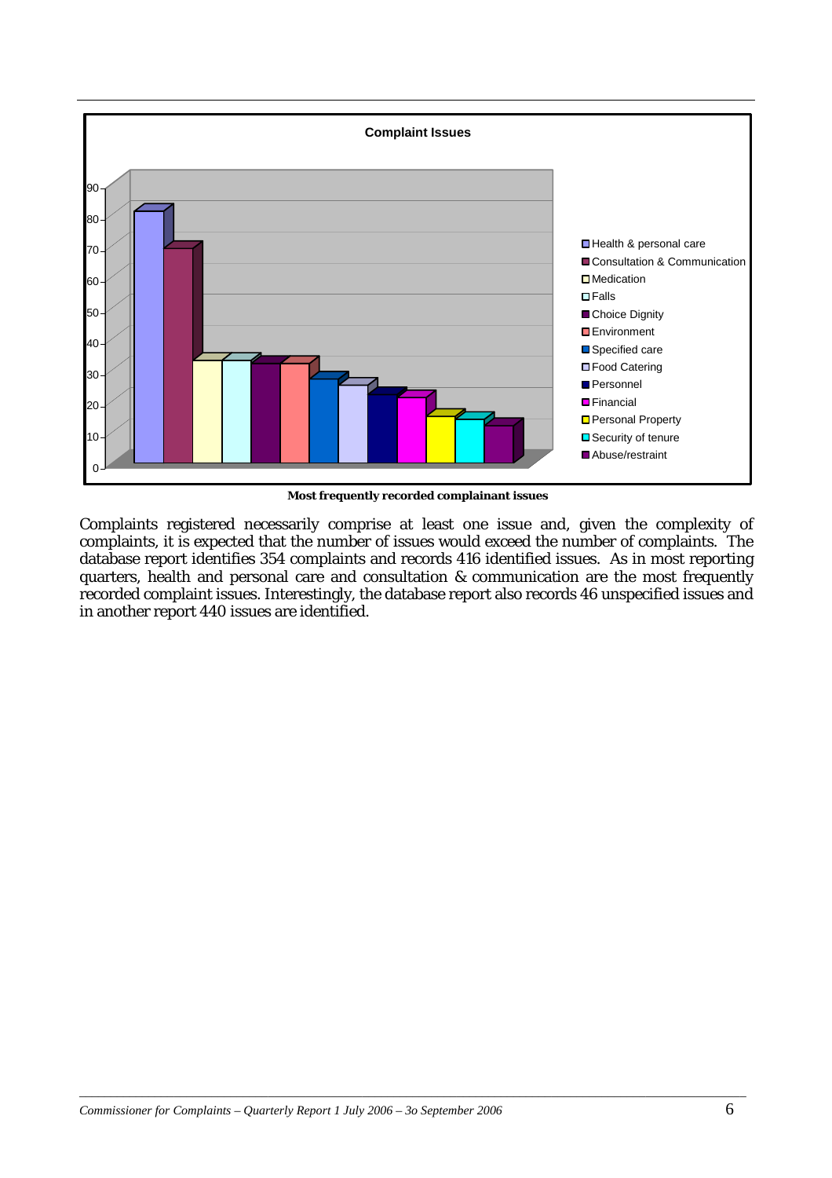**Complaint Issues**

**Most frequently recorded complainant issues**

Complaints registered necessarily comprise at least one issue and, given the complexity of complaints, it is expected that the number of issues would exceed the number of complaints. The database report identifies 354 complaints and records 416 identified issues. As in most reporting quarters, health and personal care and consultation & communication are the most frequently recorded complaint issues. Interestingly, the database report also records 46 unspecified issues and in another report 440 issues are identified.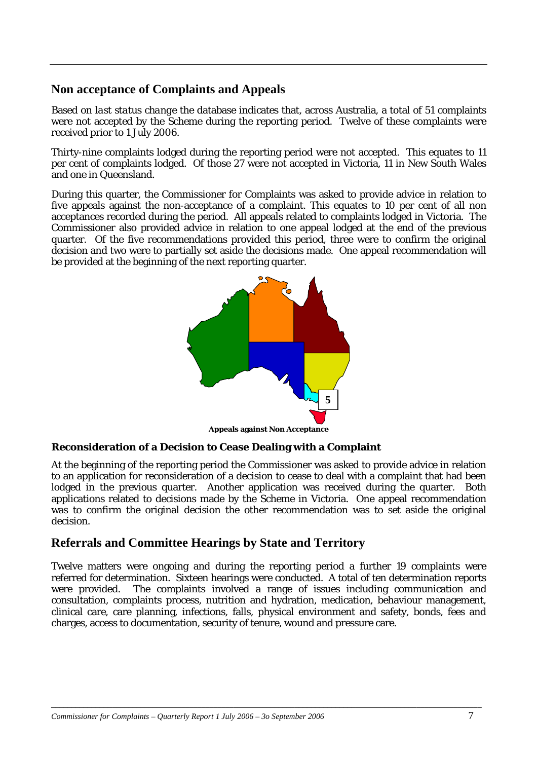## Non acceptance of Complaints and Appeals

Based on *last status change* the database indicates that, across Australia, a total of 51 complaints were not accepted by the Scheme during the reporting period. Twelve of these complaints were received prior to 1 July 2006.

Thirty-nine complaints lodged during the reporting period were not accepted. This equates to 11 per cent of complaints lodged. Of those 27 were not accepted in Victoria, 11 in New South Wales and one in Queensland.

During this quarter, the Commissioner for Complaints was asked to provide advice in relation to five appeals against the non-acceptance of a complaint. This equates to 10 per cent of all non acceptances recorded during the period. All appeals related to complaints lodged in Victoria. The Commissioner also provided advice in relation to one appeal lodged at the end of the previous quarter. Of the five recommendations provided this period, three were to confirm the original decision and two were to partially set aside the decisions made. One appeal recommendation will be provided at the beginning of the next reporting quarter.

5

**Appeals against Non Acceptance**

### Reconsideration of a Decision to Cease Dealing with a Complaint

At the beginning of the reporting period the Commissioner was asked to provide advice in relation to an application for reconsideration of a decision to cease to deal with a complaint that had been lodged in the previous quarter. Another application was received during the quarter. Both applications related to decisions made by the Scheme in Victoria. One appeal recommendation was to confirm the original decision the other recommendation was to set aside the original decision.

## Referrals and Committee Hearings by State and Territory

Twelve matters were ongoing and during the reporting period a further 19 complaints were referred for determination. Sixteen hearings were conducted. A total of ten determination reports were provided. The complaints involved a range of issues including communication and consultation, complaints process, nutrition and hydration, medication, behaviour management, clinical care, care planning, infections, falls, physical environment and safety, bonds, fees and charges, access to documentation, security of tenure, wound and pressure care.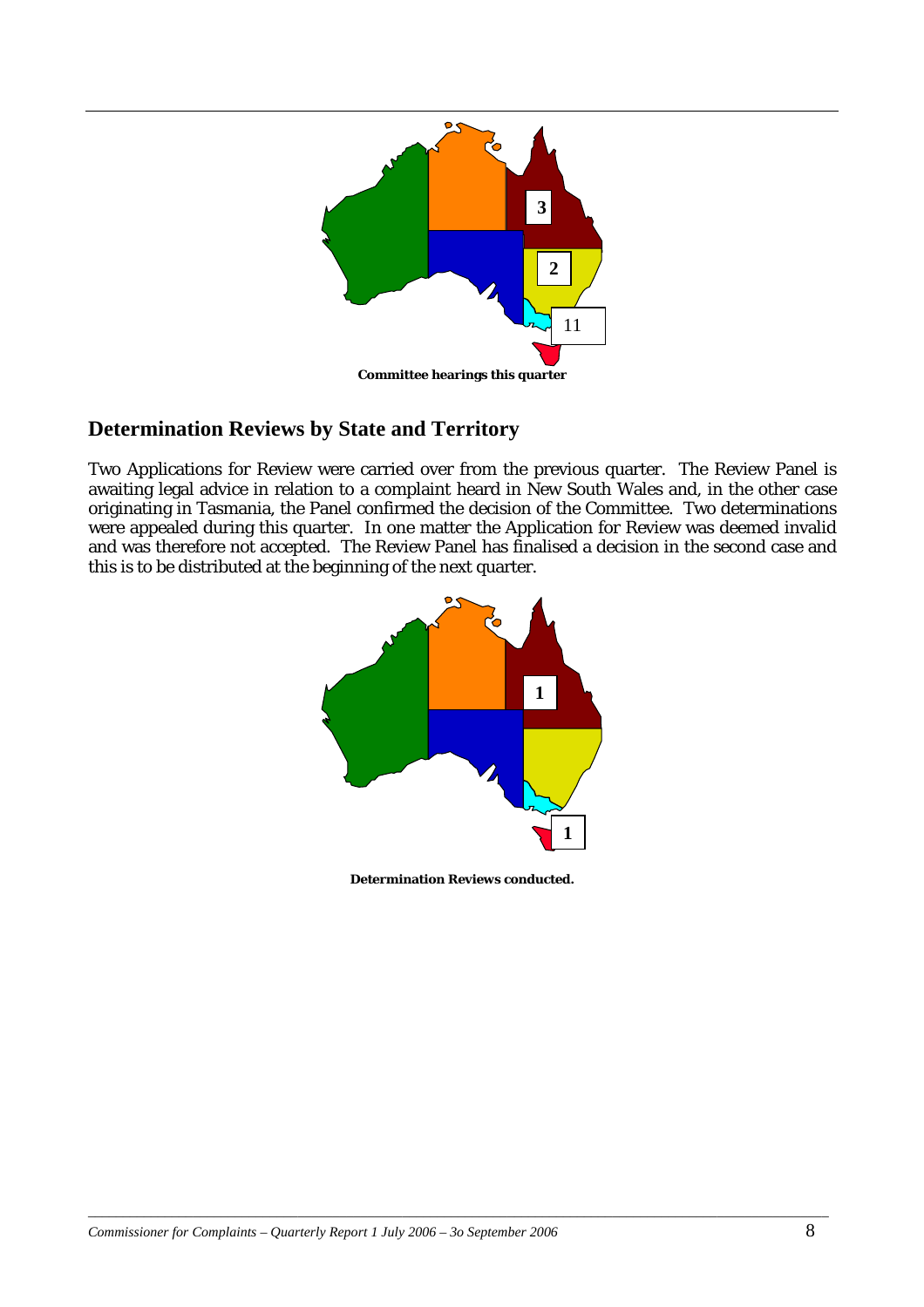3

2

11

**Committee hearings this quarter**

## Determination Reviews by State and Territory

Two Applications for Review were carried over from the previous quarter. The Review Panel is awaiting legal advice in relation to a complaint heard in New South Wales and, in the other case originating in Tasmania, the Panel confirmed the decision of the Committee. Two determinations were appealed during this quarter. In one matter the Application for Review was deemed invalid and was therefore not accepted. The Review Panel has finalised a decision in the second case and this is to be distributed at the beginning of the next quarter.

1

1

**Determination Reviews conducted.**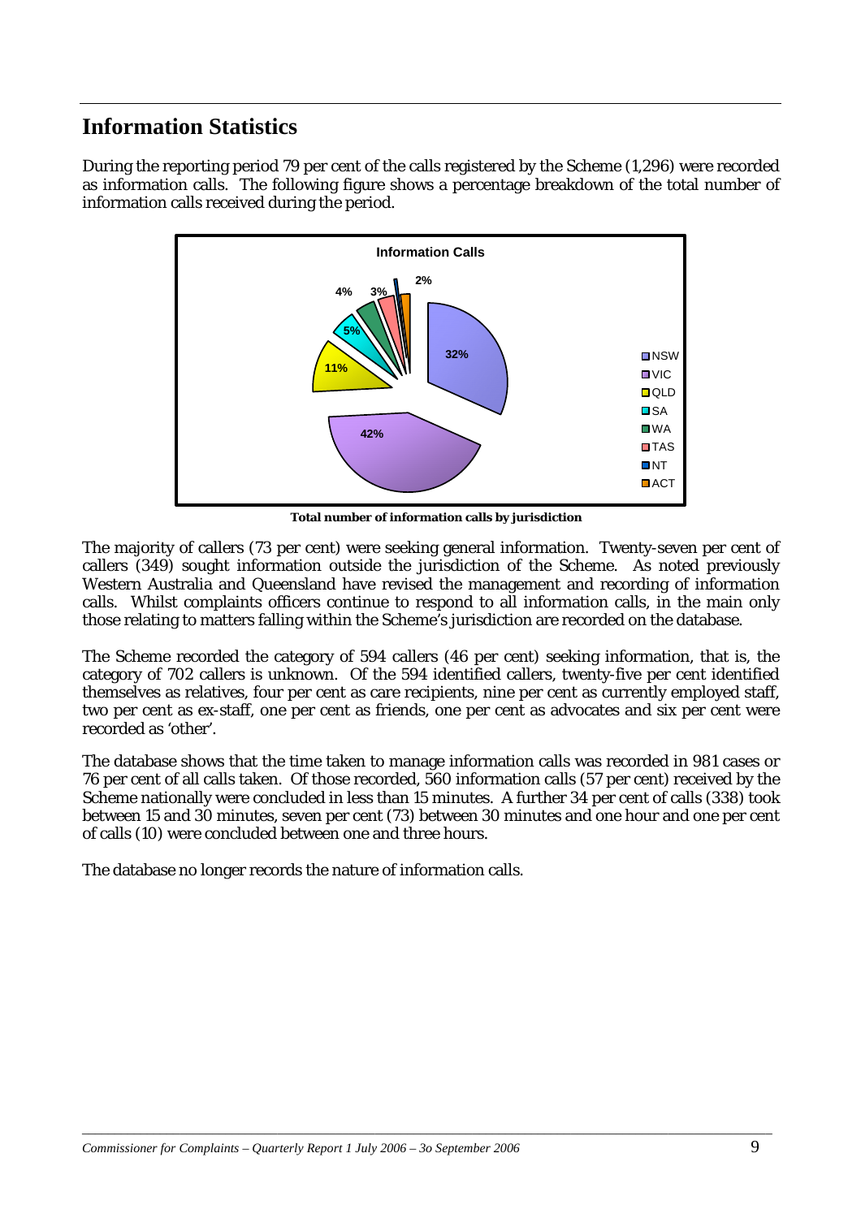## Information Statistics

During the reporting period 79 per cent of the calls registered by the Scheme (1,296) were recorded as information calls. The following figure shows a percentage breakdown of the total number of information calls received during the period.

Information Calls

32%
42%
11%
5%
4%
3%
2%

NSW
VIC
QLD
SA
WA
TAS
NT
ACT

**Total number of information calls by jurisdiction**

The majority of callers (73 per cent) were seeking general information. Twenty-seven per cent of callers (349) sought information outside the jurisdiction of the Scheme. As noted previously Western Australia and Queensland have revised the management and recording of information calls. Whilst complaints officers continue to respond to all information calls, in the main only those relating to matters falling within the Scheme's jurisdiction are recorded on the database.

The Scheme recorded the category of 594 callers (46 per cent) seeking information, that is, the category of 702 callers is unknown. Of the 594 identified callers, twenty-five per cent identified themselves as relatives, four per cent as care recipients, nine per cent as currently employed staff, two per cent as ex-staff, one per cent as friends, one per cent as advocates and six per cent were recorded as 'other'.

The database shows that the time taken to manage information calls was recorded in 981 cases or 76 per cent of all calls taken. Of those recorded, 560 information calls (57 per cent) received by the Scheme nationally were concluded in less than 15 minutes. A further 34 per cent of calls (338) took between 15 and 30 minutes, seven per cent (73) between 30 minutes and one hour and one per cent of calls (10) were concluded between one and three hours.

The database no longer records the nature of information calls.